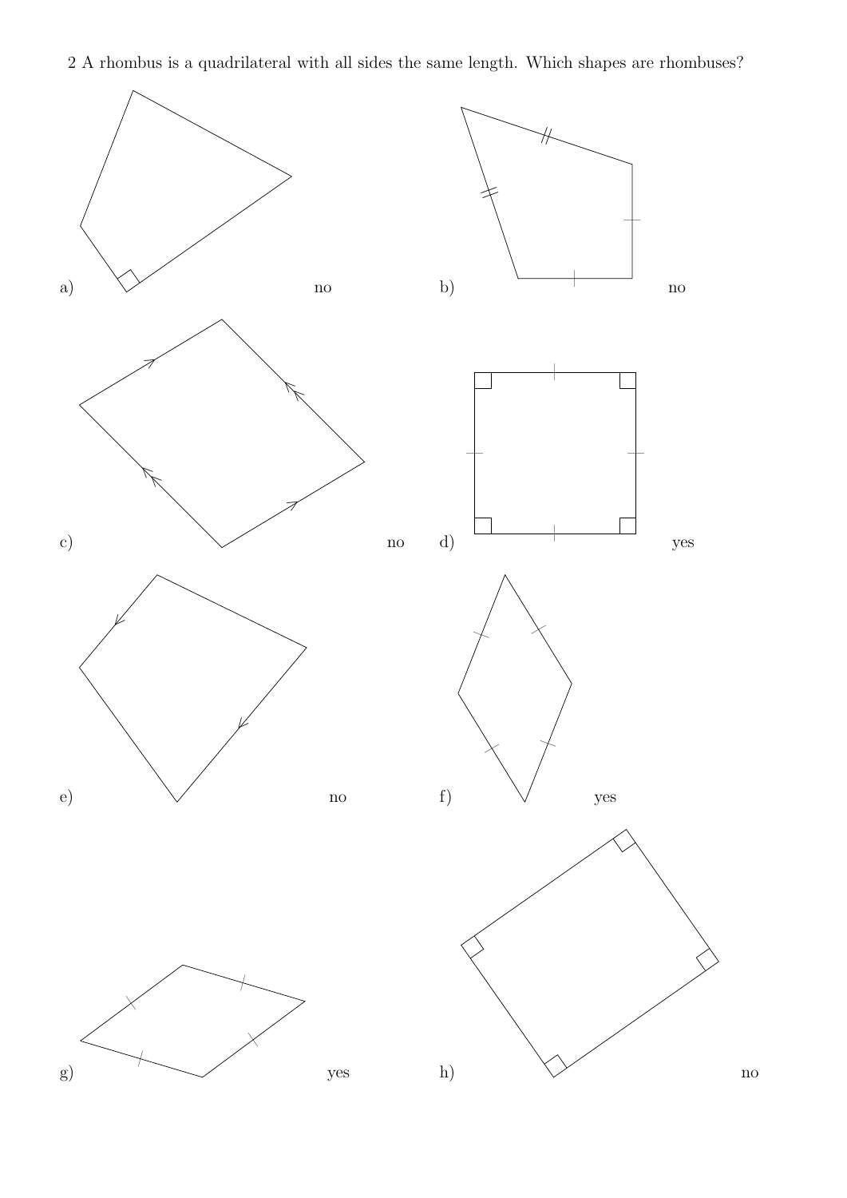2 A rhombus is a quadrilateral with all sides the same length. Which shapes are rhombuses?

a) no

b) no

c) no

d) yes

e) no

f) yes

g) yes

h) no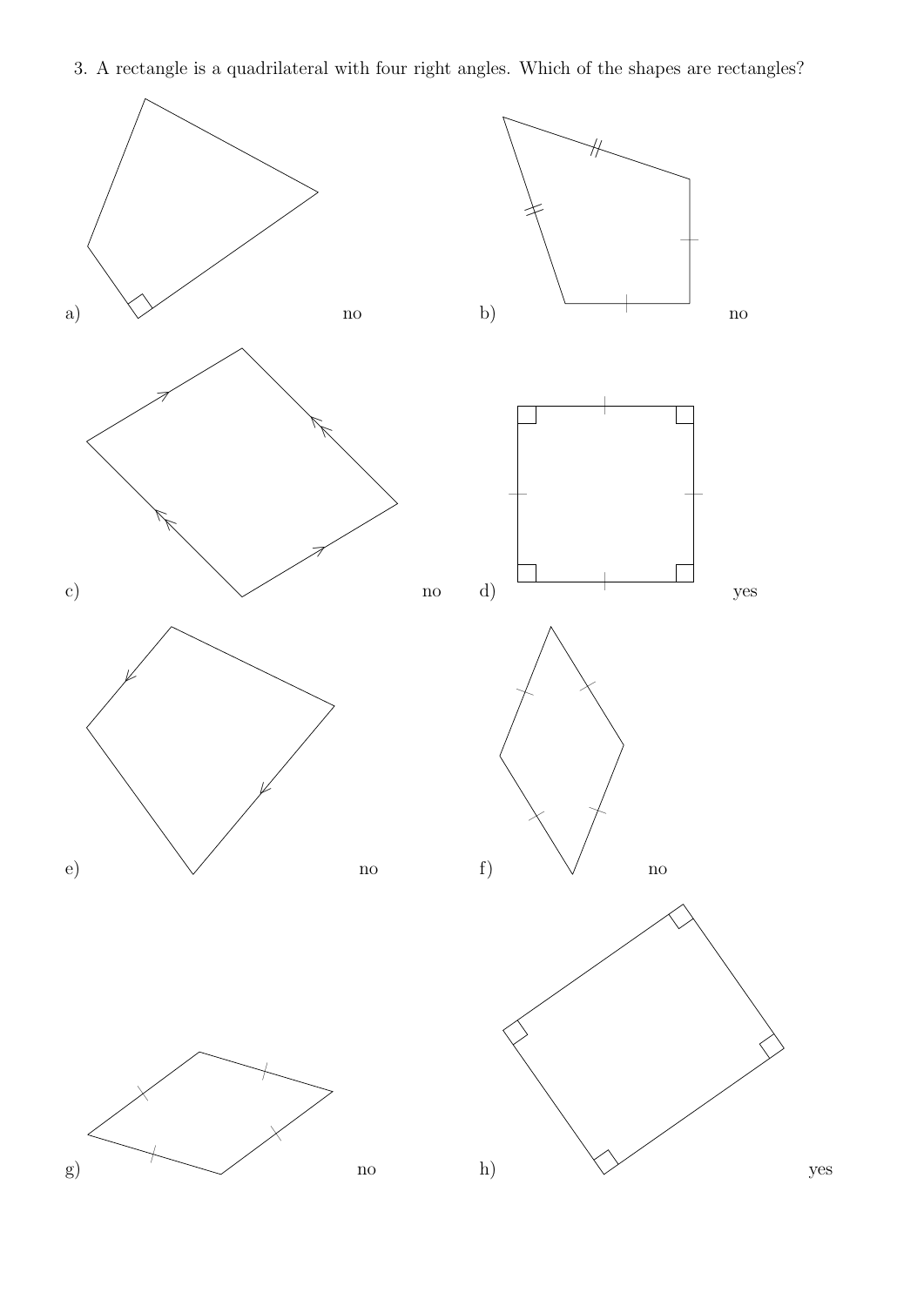3. A rectangle is a quadrilateral with four right angles. Which of the shapes are rectangles?

a) no

b) no

c) no

d) yes

e) no

f) no

g) no

h) yes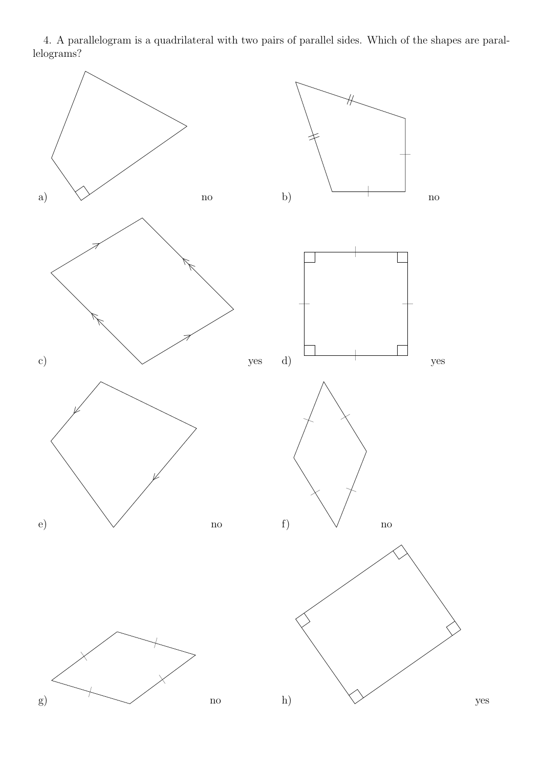4. A parallelogram is a quadrilateral with two pairs of parallel sides. Which of the shapes are parallelograms?

a) no

b) no

c) yes

d) yes

e) no

f) no

g) no

h) yes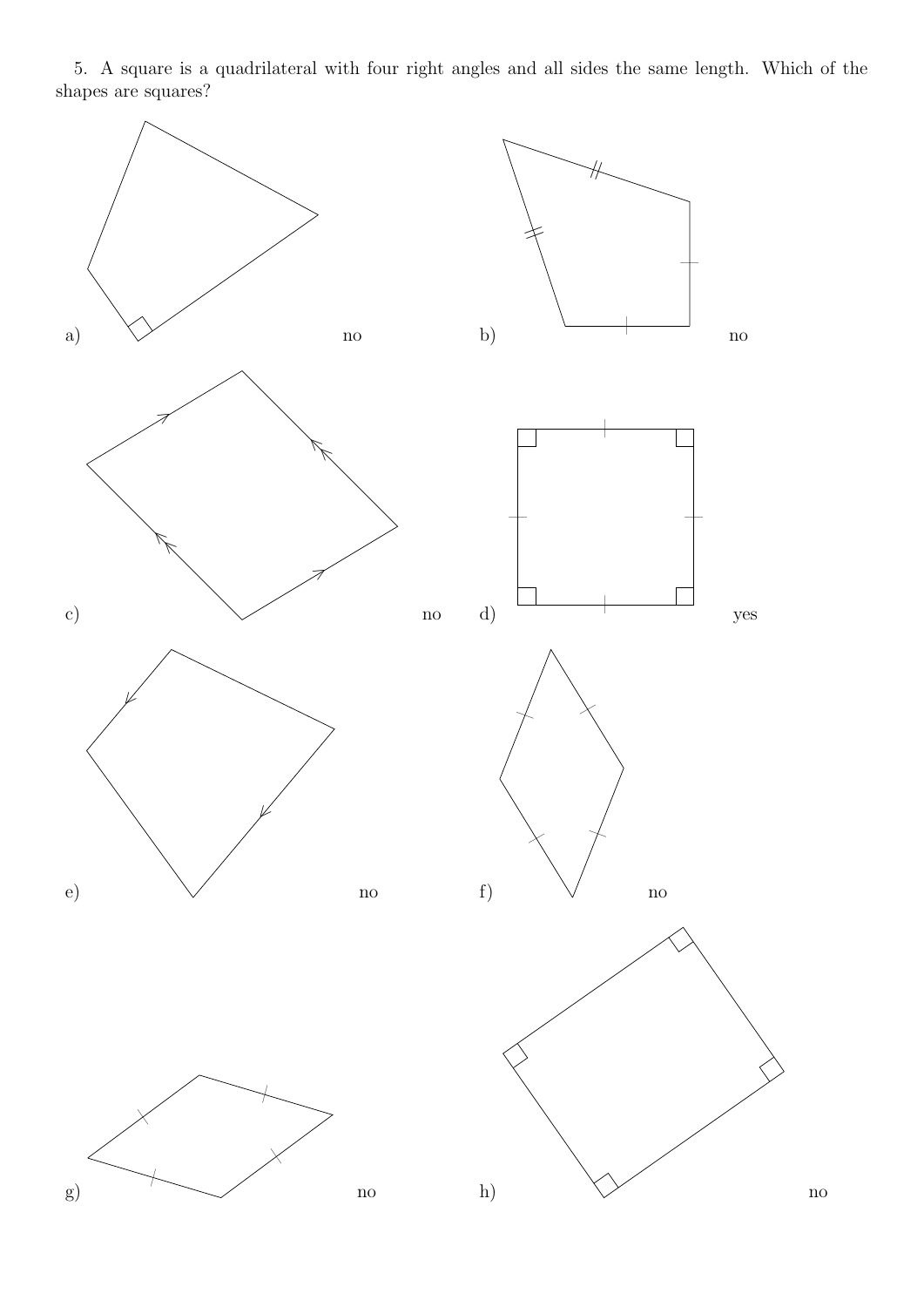5. A square is a quadrilateral with four right angles and all sides the same length. Which of the shapes are squares?

a) no

b) no

c) no

d) yes

e) no

f) no

g) no

h) no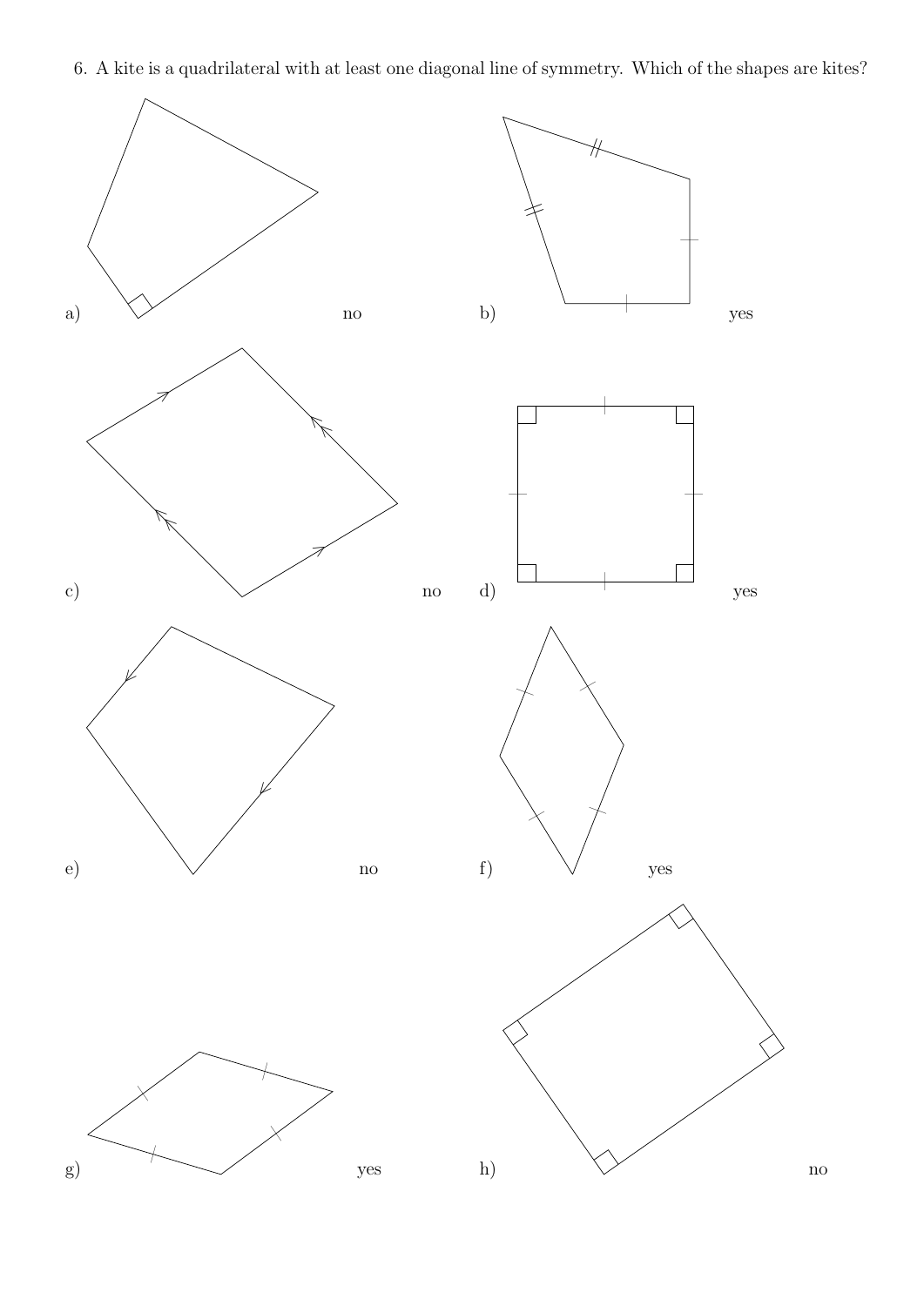6. A kite is a quadrilateral with at least one diagonal line of symmetry. Which of the shapes are kites?

a) no

b) yes

c) no

d) yes

e) no

f) yes

g) yes

h) no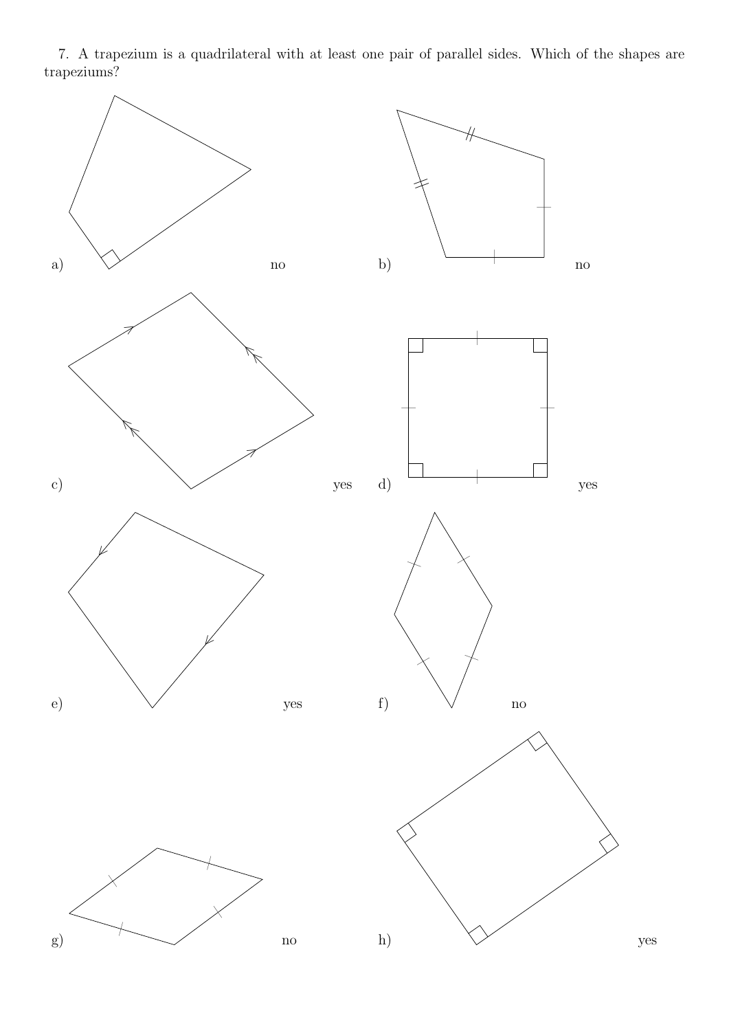7. A trapezium is a quadrilateral with at least one pair of parallel sides. Which of the shapes are trapeziums?

a) no

b) no

c) yes

d) yes

e) yes

f) no

g) no

h) yes